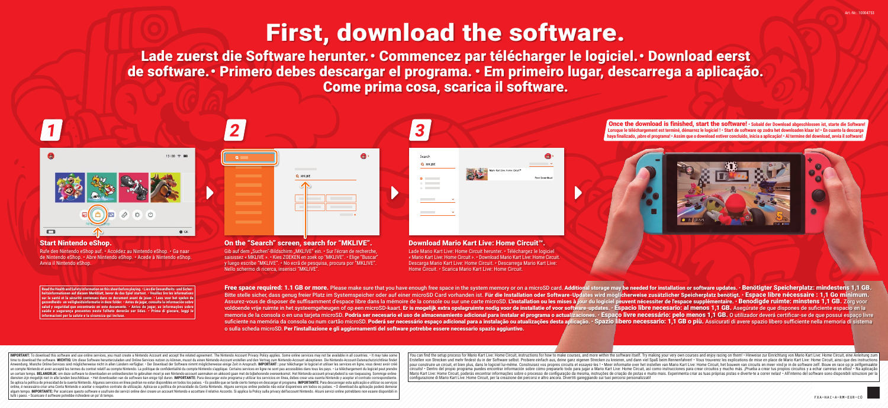Art.-Nr.: 10004753

# First, download the software.

## Lade zuerst die Software herunter. • Commencez par télécharger le logiciel. • Download eerst de software. • Primero debes descargar el programa. • Em primeiro lugar, descarrega a aplicação. Come prima cosa, scarica il software.

### 1

### Start Nintendo eShop.

Rufe den Nintendo eShop auf. • Accédez au Nintendo eShop. • Ga naar de Nintendo eShop. • Abre Nintendo eShop. • Acede à Nintendo eShop. Avvia il Nintendo eShop.

### 2

### On the "Search" screen, search for "MKLIVE".

Gib auf dem „Suchen"-Bildschirm „MKLIVE" ein. • Sur l'écran de recherche, saisissez « MKLIVE ». • Kies ZOEKEN en zoek op "MKLIVE". • Elige "Buscar" y luego escribe "MKLIVE". • No ecrã de pesquisa, procura por "MKLIVE". Nello schermo di ricerca, inserisci "MKLIVE".

### 3

### Download Mario Kart Live: Home Circuit™.

Lade Mario Kart Live: Home Circuit herunter. • Téléchargez le logiciel « Mario Kart Live: Home Circuit ». • Download Mario Kart Live: Home Circuit. Descarga Mario Kart Live: Home Circuit. • Descarrega Mario Kart Live: Home Circuit. • Scarica Mario Kart Live: Home Circuit.

**Once the download is finished, start the software!** • **Sobald der Download abgeschlossen ist, starte die Software! Lorsque le téléchargement est terminé, démarrez le logiciel ! • Start de software op zodra het downloaden klaar is! • En cuanto la descarga haya finalizado, ¡abre el programa! • Assim que o download estiver concluído, inicia a aplicação! • Al termine del download, avvia il software!**

**Read the Health and Safety Information on this sheet before playing. • Lies die Gesundheits- und Sicherheitsinformationen auf diesem Merkblatt, bevor du das Spiel startest. • Veuillez lire les informations sur la santé et la sécurité contenues dans ce document avant de jouer. • Lees voor het spelen de gezondheids- en veiligheidsinformatie in deze folder. • Antes de jugar, consulta la información sobre salud y seguridad que encontrarás en este documento. • Antes de jogar, as informações sobre saúde e segurança presentes neste folheto deverão ser lidas. • Prima di giocare, leggi le informazioni per la salute e la sicurezza qui incluse.**

**Free space required: 1.1 GB or more.** Please make sure that you have enough free space in the system memory or on a microSD card. **Additional storage may be needed for installation or software updates.** • **Benötigter Speicherplatz: mindestens 1,1 GB.** Bitte stelle sicher, dass genug freier Platz im Systemspeicher oder auf einer microSD Card vorhanden ist. **Für die Installation oder Software-Updates wird möglicherweise zusätzlicher Speicherplatz benötigt.** • **Espace libre nécessaire : 1,1 Go minimum.** Assurez-vous de disposer de suffisamment d'espace libre dans la mémoire de la console ou sur une carte microSD. **L'installation ou les mises à jour du logiciel peuvent nécessiter de l'espace supplémentaire.** • **Benodigde ruimte: minstens 1,1 GB.** Zorg voor voldoende vrije ruimte in het systeemgeheugen of op een microSD-kaart. **Er is mogelijk extra opslagruimte nodig voor de installatie of voor software-updates.** • **Espacio libre necesario: al menos 1,1 GB.** Asegúrate de que dispones de suficiente espacio en la memoria de la consola o en una tarjeta microSD. **Podría ser necesario el uso de almacenamiento adicional para instalar el programa o actualizaciones.** • **Espaço livre necessário: pelo menos 1,1 GB.** O utilizador deverá certificar-se de que possui espaço livre suficiente na memória da consola ou num cartão microSD. **Poderá ser necessário espaço adicional para a instalação ou atualizações desta aplicação.** • **Spazio libero necessario: 1,1 GB o più.** Assicurati di avere spazio libero sufficiente nella memoria di sistema o sulla scheda microSD. **Per l'installazione e gli aggiornamenti del software potrebbe essere necessario spazio aggiuntivo.**

**IMPORTANT:** To download this software and use online services, you must create a Nintendo Account and accept the related agreement. The Nintendo Account Privacy Policy applies. Some online services may not be available in all countries. • It may take some time to download the software. **WICHTIG:** Um diese Software herunterzuladen und Online-Services nutzen zu können, musst du einen Nintendo-Account erstellen und den Vertrag zum Nintendo-Account akzeptieren. Die Nintendo-Account-Datenschutzrichtlinie findet Anwendung. Manche Online-Services sind möglicherweise nicht in allen Ländern verfügbar. • Der Download der Software nimmt möglicherweise einige Zeit in Anspruch. **IMPORTANT :** pour télécharger le logiciel et utiliser les services en ligne, vous devez avoir créé un compte Nintendo et avoir accepté les termes du contrat relatif au compte Nintendo. La politique de confidentialité du compte Nintendo s'applique. Certains services en ligne ne sont pas accessibles dans tous les pays. • Le téléchargement du logiciel peut prendre un certain temps. **BELANGRIJK:** om deze software te downloaden en onlinediensten te gebruiken moet je een Nintendo-account aanmaken en akkoord gaan met de bijbehorende overeenkomst. Het Nintendo-account-privacybeleid is van toepassing. Sommige onlinediensten zijn mogelijk niet in alle landen beschikbaar. • Het downloaden van de software kan enige tijd duren. **IMPORTANTE:** Para descargar este programa y utilizar los servicios en línea, debes crear una cuenta Nintendo y aceptar el contrato correspondiente. Se aplica la política de privacidad de la cuenta Nintendo. Algunos servicios en línea podrían no estar disponibles en todos los países. • Es posible que se tarde cierto tiempo en descargar el programa. **IMPORTANTE:** Para descarregar esta aplicação e utilizar os serviços online, é necessário criar uma Conta Nintendo e aceitar o respetivo contrato de utilização. Aplica-se a política de privacidade da Conta Nintendo. Alguns serviços online poderão não estar disponíveis em todos os países. • O download da aplicação poderá demorar algum tempo. **IMPORTANTE:** Per scaricare questo software e usufruire dei servizi online devi creare un account Nintendo e accettare il relativo Accordo. Si applica la Policy sulla privacy dell'account Nintendo. Alcuni servizi online potrebbero non essere disponibili in tutti i paesi. • Scaricare il software potrebbe richiedere un po' di tempo.

You can find the setup process for Mario Kart Live: Home Circuit, instructions for how to make courses, and more within the software itself. Try making your very own courses and enjoy racing on them! • Hinweise zur Einrichtung von Mario Kart Live: Home Circuit, eine Anleitung zum Erstellen von Strecken und mehr findest du in der Software selbst. Probiere einfach aus, deine ganz eigenen Strecken zu kreieren, und dann viel Spaß beim Rennenfahren! • Vous trouverez les explications de mise en place de Mario Kart Live: Home Circuit, ainsi que des instructions pour construire un circuit, et bien plus, dans le logiciel lui-même. Construisez vos propres circuits et essayez-les ! • Meer informatie over het instellen van Mario Kart Live: Home Circuit, het bouwen van circuits en meer vind je in de software zelf. Bouw en race op je zelfgemaakte circuits! • Dentro del propio programa puedes encontrar información sobre cómo prepararlo todo para jugar a Mario Kart Live: Home Circuit, así como instrucciones para crear circuitos y mucho más. ¡Prueba a crear tus propios circuitos y a echar carreras en ellos! • Na aplicação Mario Kart Live: Home Circuit, poderás encontrar informações sobre o processo de configuração da mesma, instruções de criação de pistas e muito mais. Experimenta criar as tuas próprias pistas e diverte-te a correr nelas! • All'interno del software sono disponibili istruzioni per la configurazione di Mario Kart Live: Home Circuit, per la creazione dei percorsi e altro ancora. Divertiti gareggiando sui tuoi percorsi personalizzati!

FXA-HAC-A-RM-EUR-C0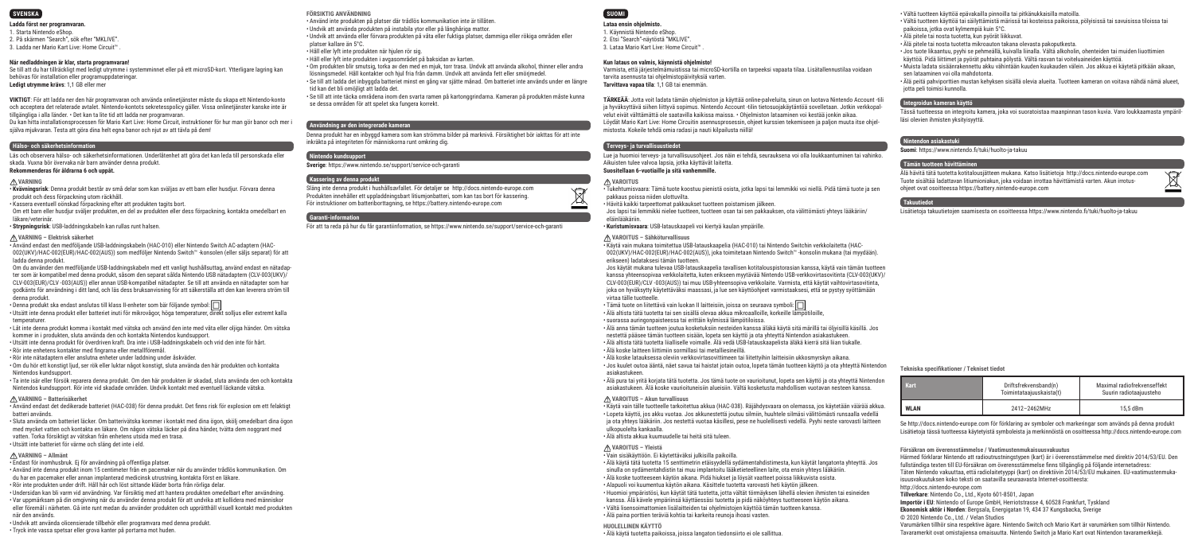# SVENSKA

**Ladda först ner programvaran.**

1. Starta Nintendo eShop.
2. På skärmen "Search", sök efter "MKLIVE".
3. Ladda ner Mario Kart Live: Home Circuit™ .

**När nedladdningen är klar, starta programvaran!**

Se till att du har tillräckligt med ledigt utrymme i systemminnet eller på ett microSD-kort. Ytterligare lagring kan behövas för installation eller programuppdateringar.
**Ledigt utrymme krävs**: 1,1 GB eller mer

**VIKTIGT**: För att ladda ner den här programvaran och använda onlinetjänster måste du skapa ett Nintendo-konto och acceptera det relaterade avtalet. Nintendo-kontots sekretesspolicy gäller. Vissa onlinetjänster kanske inte är tillgängliga i alla länder. • Det kan ta lite tid att ladda ner programvaran.
Du kan hitta installationsprocessen för Mario Kart Live: Home Circuit, instruktioner för hur man gör banor och mer i själva mjukvaran. Testa att göra dina helt egna banor och njut av att tävla på dem!

## Hälso- och säkerhetsinformation

Läs och observera hälso- och säkerhetsinformationen. Underlåtenhet att göra det kan leda till personskada eller skada. Vuxna bör övervaka när barn använder denna produkt.
**Rekommenderas för åldrarna 6 och uppåt.**

### ⚠ VARNING

- **Kvävningsrisk**: Denna produkt består av små delar som kan sväljas av ett barn eller husdjur. Förvara denna produkt och dess förpackning utom räckhåll.
- Kassera eventuell oönskad förpackning efter att produkten tagits bort.
  Om ett barn eller husdjur sväljer produkten, en del av produkten eller dess förpackning, kontakta omedelbart en läkare/veterinär.
- **Strypningsrisk**: USB-laddningskabeln kan rullas runt halsen.

### ⚠ VARNING – Elektrisk säkerhet

- Använd endast den medföljande USB-laddningskabeln (HAC-010) eller Nintendo Switch AC-adaptern (HAC-002(UKV)/HAC-002(EUR)/HAC-002(AUS)) som medföljer Nintendo Switch™-konsolen (eller säljs separat) för att ladda denna produkt.
  Om du använder den medföljande USB-laddningskabeln med ett vanligt hushållsuttag, använd endast en nätadapter som är kompatibel med denna produkt, såsom den separat sålda Nintendo USB nätadaptern (CLV-003(UKV)/CLV-003(EUR)/CLV -003(AUS)) eller annan USB-kompatibel nätadapter. Se till att använda en nätadapter som har godkänts för användning i ditt land, och läs dess bruksanvisning för att säkerställa att den kan leverera ström till denna produkt.
- Denna produkt ska endast anslutas till klass II-enheter som bär följande symbol: ☐
- Utsätt inte denna produkt eller batteriet inuti för mikrovågor, höga temperaturer, direkt solljus eller extremt kalla temperaturer.
- Låt inte denna produkt komma i kontakt med vätska och använd den inte med våta eller oljiga händer. Om vätska kommer in i produkten, sluta använda den och kontakta Nintendos kundsupport.
- Utsätt inte denna produkt för överdriven kraft. Dra inte i USB-laddningskabeln och vrid den inte för hårt.
- Rör inte enhetens kontakter med fingrarna eller metallföremål.
- Rör inte nätadaptern eller anslutna enheter under laddning under åskväder.
- Om du hör ett konstigt ljud, ser rök eller luktar något konstigt, sluta använda den här produkten och kontakta Nintendos kundsupport.
- Ta inte isär eller försök reparera denna produkt. Om den här produkten är skadad, sluta använda den och kontakta Nintendos kundsupport. Rör inte vid skadade områden. Undvik kontakt med eventuell läckande vätska.

### ⚠ VARNING – Batterisäkerhet

- Använd endast det dedikerade batteriet (HAC-038) för denna produkt. Det finns risk för explosion om ett felaktigt batteri används.
- Sluta använda om batteriet läcker. Om batterivätska kommer i kontakt med dina ögon, skölj omedelbart dina ögon med mycket vatten och kontakta en läkare. Om några vätska läcker på dina händer, tvätta dem noggrant med vatten. Torka försiktigt av vätskan från enhetens utsida med en trasa.
- Utsätt inte batteriet för värme och släng det inte i eld.

### ⚠ VARNING – Allmänt

- Endast för inomhusbruk. Ej för användning på offentliga platser.
- Använd inte denna produkt inom 15 centimeter från en pacemaker när du använder trådlös kommunikation. Om du har en pacemaker eller annan implanterad medicinsk utrustning, kontakta först en läkare.
- Rör inte produkten under drift. Håll hår och löst sittande kläder borta från rörliga delar.
- Undersidan kan bli varm vid användning. Var försiktig med att hantera produkten omedelbart efter användning.
- Var uppmärksam på din omgivning när du använder denna produkt för att undvika att kollidera med människor eller föremål i närheten. Gå inte runt medan du använder produkten och upprätthåll visuell kontakt med produkten när den används.
- Undvik att använda olicensierade tillbehör eller programvara med denna produkt.
- Tryck inte vassa spetsar eller grova kanter på portarna mot huden.

### FÖRSIKTIG ANVÄNDNING

- Använd inte produkten på platser där trådlös kommunikation inte är tillåten.
- Undvik att använda produkten på instabila ytor eller på långhåriga mattor.
- Undvik att använda eller förvara produkten på våta eller fuktiga platser, dammiga eller rökiga områden eller platser kallare än 5°C.
- Håll eller lyft inte produkten när hjulen rör sig.
- Håll eller lyft inte produkten i avgasområdet på baksidan av karten.
- Om produkten blir smutsig, torka av den med en mjuk, torr trasa. Undvik att använda alkohol, thinner eller andra lösningsmedel. Håll kontakter och hjul fria från damm. Undvik att använda fett eller smörjmedel.
- Se till att ladda det inbyggda batteriet minst en gång var sjätte månad. Om batteriet inte används under en längre tid kan det bli omöjligt att ladda det.
- Se till att inte täcka områdena inom den svarta ramen på kartongpgrindarna. Kameran på produkten måste kunna se dessa områden för att spelet ska fungera korrekt.

## Användning av den integrerade kameran

Denna produkt har en inbyggd kamera som kan strömma bilder på marknivå. Försiktighet bör iakttas för att inte inkräkta på integriteten för människorna runt omkring dig.

## Nintendo kundsupport

**Sverige**: https://www.nintendo.se/support/service-och-garanti

## Kassering av denna produkt

Släng inte denna produkt i hushållsavfallet. För detaljer se http://docs.nintendo-europe.com
Produkten innehåller ett uppladdningsbart litiumjonbatteri, som kan tas bort för kassering. För instruktioner om batteriborttagning, se https://battery.nintendo-europe.com

## Garanti-information

För att ta reda på hur får garantiinformation, se https://www.nintendo.se/support/service-och-garanti

# SUOMI

**Lataa ensin ohjelmisto.**

1. Käynnistä Nintendo eShop.
2. Etsi "Search"-näytöstä "MKLIVE".
3. Lataa Mario Kart Live: Home Circuit™ .

**Kun lataus on valmis, käynnistä ohjelmisto!**

Varmista, että järjestelmämuistissa tai microSD-kortilla on tarpeeksi vapaata tilaa. Lisätallennustilaa voidaan tarvita asennusta tai ohjelmistopäivityksiä varten.
**Tarvittava vapaa tila**: 1,1 GB tai enemmän.

**TÄRKEÄÄ**: Jotta voit ladata tämän ohjelmiston ja käyttää online-palveluita, sinun on luotava Nintendo Account -tili ja hyväksyttävä siihen liittyvä sopimus. Nintendo Account -tilin tietosuojakäytäntöä sovelletaan. Jotkin verkkopalvelut eivät välttämättä ole saatavilla kaikissa maissa. • Ohjelmiston lataaminen voi kestää jonkin aikaa.
Löydät Mario Kart Live: Home Circuitin asennusprosessin, ohjeet kurssien tekemiseen ja paljon muuta itse ohjelmistosta. Kokeile tehdä omia radasi ja nauti kilpailusta niillä!

## Terveys- ja turvallisuustiedot

Lue ja huomioi terveys- ja turvallisuustiedot. Jos näin ei tehdä, seurauksena voi olla loukkaantuminen tai vahinko. Aikuisten tulee valvoa lapsia, jotka käyttävät laitetta.
**Suositellaan 6-vuotiaille ja sitä vanhemmille.**

### ⚠ VAROITUS

- Tukehtumisvaara: Tämä tuote koostuu pienistä osista, jotka lapsi tai lemmikki voi niellä. Pidä tämä tuote ja sen pakkaus poissa niiden ulottuvilta.
- Hävitä kaikki tarpeettomat pakkaukset tuotteen poistamisen jälkeen.
  Jos lapsi tai lemmikki nielee tuotteen, tuotteen osan tai sen pakkauksen, ota välittömästi yhteys lääkäriin/eläinlääkäriin.
- **Kuristumisvaara**: USB-latauskaapeli voi kiertyä kaulan ympärille.

### ⚠ VAROITUS – Sähköturvallisuus

- Käytä vain mukana toimitettua USB-latauskaapelia (HAC-010) tai Nintendo Switchin verkkolaitetta (HAC-002(UKV)/HAC-002(EUR)/HAC-002(AUS)), joka toimitetaan Nintendo Switch™-konsolin mukana (tai myydään) erikseen) ladataksesi tämän tuotteen.
  Jos käytät mukana tulevaa USB-latauskaapelia tavallisen kotitalouspistorasian kanssa, käytä vain tämän tuotteen kanssa yhteensopivaa verkkolaitetta, kuten erikseen myytävää Nintendo USB-verkkovirtasovitinta (CLV-003(UKV)/CLV-003(EUR)/CLV -003(AUS)) tai muu USB-yhteensopiva verkkolaite. Varmista, että käytät vaihtovirtasovitinta, joka on hyväksytty käytettäväksi maassasi, ja lue sen käyttöohjeet varmistaaksesi, että se pystyy syöttämään virtaa tälle tuotteelle.
- Tämä tuote on liitettävä vain luokan II laitteisiin, joissa on seuraava symboli: ☐
- Älä altista tätä tuotetta tai sen sisällä olevaa akkua mikroaalloille, korkeille lämpötiloille, suoraa auringonpaisteessa tai erittäin kylmissä lämpötiloissa.
- Älä anna tämän tuotteen joutua kosketuksiin nesteiden kanssa äläkä käytä sitä märillä tai öljyisillä käsillä. Jos nestettä pääsee tämän tuotteen sisään, lopeta sen käyttö ja ota yhteyttä Nintendon asiakastukeen.
- Älä altista tätä tuotetta liialliselle voimalle. Älä vedä USB-latauskaapelista äläkä kierrä sitä liian tiukalle.
- Älä koske laitteen liittimiin sormillasi tai metalliesineillä.
- Älä koske latauksessa oleviin verkkovirtasovittimeen tai liitettyihin laitteisiin ukkosmyrskyn aikana.
- Jos kuulet outoa ääntä, näet savua tai haistat jotain outoa, lopeta tämän tuotteen käyttö ja ota yhteyttä Nintendon asiakastukeen.
- Älä pura tai yritä korjata tätä tuotetta. Jos tämä tuote on vaurioitunut, lopeta sen käyttö ja ota yhteyttä Nintendon asiakastukeen. Älä koske vaurioituneisiin alueisiin. Vältä kosketusta mahdollisen vuotavan nesteen kanssa.

### ⚠ VAROITUS – Akun turvallisuus

- Käytä vain tälle tuotteelle tarkoitettua akkua (HAC-038). Räjähdysvaara on olemassa, jos käytetään väärää akkua.
- Lopeta käyttö, jos akku vuotaa. Jos akkunestettä joutuu silmiin, huuhtele silmäsi välittömästi runsaalla vedellä ja ota yhteys lääkäriin. Jos nestettä vuotaa käsillesi, pese ne huolellisesti vedellä. Pyyhi neste varovasti laitteen ulkopuolelta kankaalla.
- Älä altista akkua kuumuudelle tai heitä sitä tuleen.

### ⚠ VAROITUS – Yleistä

- Vain sisäkäyttöön. Ei käytettäväksi julkisilla paikoilla.
- Älä käytä tätä tuotetta 15 senttimetrin etäisyydellä sydämentahdistimesta, kun käytät langatonta yhteyttä. Jos sinulla on sydämentahdistin tai muu implantoitu lääketieteellinen laite, ota ensin yhteys lääkäriin.
- Älä koske tuotteeseen käytön aikana. Pidä hiukset ja löysät vaatteet poissa liikkuvista osista.
- Alapuoli voi kuumentua käytön aikana. Käsittele tuotetta varovasti heti käytön jälkeen.
- Huomioi ympäristösi, kun käytät tätä tuotetta, jotta vältät törmäyksen lähellä olevien ihmisten tai esineiden kanssa. Älä kävele ympäriinsä käyttäessäsi tuotetta ja pidä näköyhteys tuotteeseen käytön aikana.
- Vältä lisensoimattomien lisälaitteiden tai ohjelmistojen käyttöä tämän tuotteen kanssa.
- Älä paina porttien teräviä kohtia tai karkeita reunoja ihoasi vasten.

### HUOLELLINEN KÄYTTÖ

- Älä käytä tuotetta paikoissa, joissa langaton tiedonsiirto ei ole sallittua.
- Vältä tuotteen käyttöä epävakailla pinnoilla tai pitkänukkaisilla matoilla.
- Vältä tuotteen käyttöä tai säilyttämistä märissä tai kosteissa paikoissa, pölyisissä tai savuisissa tiloissa tai paikoissa, jotka ovat kylmempiä kuin 5°C.
- Älä pitele tai nosta tuotetta, kun pyörät liikkuvat.
- Älä pitele tai nosta tuotetta mikroauton takana olevasta pakoputkesta.
- Jos tuote likaantuu, pyyhi se pehmeällä, kuivalla liinalla. Vältä alkoholin, ohenteiden tai muiden liuottimien käyttöä. Pidä liittimet ja pyörät puhtaina pölystä. Vältä rasvan tai voiteluaineiden käyttöä.
- Muista ladata sisäänrakennettu akku vähintään kuuden kuukauden välein. Jos akkua ei käytetä pitkään aikaan, sen lataaminen voi olla mahdotonta.
- Älä peitä pahviporttien mustan kehyksen sisällä olevia alueita. Tuotteen kameran on voitava nähdä nämä alueet, jotta peli toimisi kunnolla.

## Integroidun kameran käyttö

Tässä tuotteessa on integroitu kamera, joka voi suoratoistaa maanpinnan tason kuvia. Varo loukkaamasta ympärilläsi olevien ihmisten yksityisyyttä.

## Nintendon asiakastuki

**Suomi**: https://www.nintendo.fi/tuki/huolto-ja-takuu

## Tämän tuotteen hävittäminen

Älä hävitä tätä tuotetta kotitalousjätteen mukana. Katso lisätietoja http://docs.nintendo-europe.com
Tuote sisältää ladattavan litiumioniakun, joka voidaan irrottaa hävittämistä varten. Akun irrotusohjeet ovat osoitteessa https://battery.nintendo-europe.com

## Takuutiedot

Lisätietoja takuutietojen saamisesta on osoitteessa https://www.nintendo.fi/tuki/huolto-ja-takuu

**Tekniska specifikationer / Tekniset tiedot**

| Kart | Driftsfrekvensband(n) / Toimintataajuuskaista(t) | Maximal radiofrekvenseffekt / Suurin radiotaajuusteho |
|---|---|---|
| WLAN | 2412–2462MHz | 15,5 dBm |

Se http://docs.nintendo-europe.com för förklaring av symboler och markeringar som används på denna produkt
Lisätietoja tässä tuotteessa käytetyistä symboleista ja merkinnöistä on osoitteessa http://docs.nintendo-europe.com

**Försäkran om överensstämmelse / Vaatimustenmukaisuusvakuutus**

Härmed förklarar Nintendo att radioutrustningstypen (kart) är i överensstämmelse med direktiv 2014/53/EU. Den fullständiga texten till EU-försäkran om överensstämmelse finns tillgänglig på följande internetadress:
Täten Nintendo vakuuttaa, että radiolaitetyyppi (kart) on direktiivin 2014/53/EU mukainen. EU-vaatimustenmukaisuusvakuutuksen koko teksti on saatavilla seuraavasta Internet-osoitteesta:
http://docs.nintendo-europe.com

**Tillverkare**: Nintendo Co., Ltd., Kyoto 601-8501, Japan
**Importör i EU**: Nintendo of Europe GmbH, Herriotstrasse 4, 60528 Frankfurt, Tyskland
**Ekonomisk aktör i Norden**: Bergsala, Energigatan 19, 434 37 Kungsbacka, Sverige
© 2020 Nintendo Co., Ltd. / Velan Studios
Varumärken tillhör sina respektive ägare. Nintendo Switch och Mario Kart är varumärken som tillhör Nintendo.
Tavaramerkit ovat omistajiensa omaisuutta. Nintendo Switch ja Mario Kart ovat Nintendon tavaramerkkejä.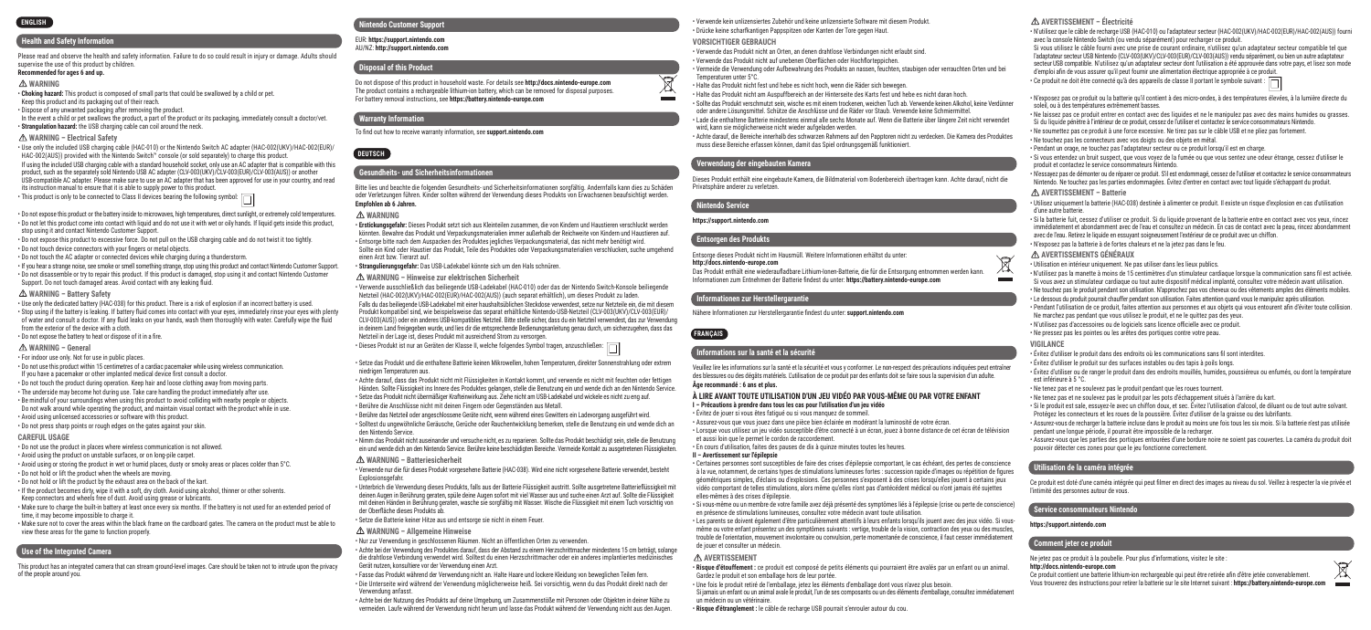ENGLISH

## Health and Safety Information

Please read and observe the health and safety information. Failure to do so could result in injury or damage. Adults should supervise the use of this product by children.

**Recommended for ages 6 and up.**

### ⚠ WARNING

- **Choking hazard:** This product is composed of small parts that could be swallowed by a child or pet. Keep this product and its packaging out of their reach.
- Dispose of any unwanted packaging after removing the product. In the event a child or pet swallows the product, a part of the product or its packaging, immediately consult a doctor/vet.
- **Strangulation hazard:** the USB charging cable can coil around the neck.

### ⚠ WARNING – Electrical Safety

- Use only the included USB charging cable (HAC-010) or the Nintendo Switch AC adapter (HAC-002(UKV)/HAC-002(EUR)/ HAC-002(AUS)) provided with the Nintendo Switch™ console (or sold separately) to charge this product. If you use the included USB charging cable with a standard household socket, only use an AC adapter that is compatible with this product, such as the separately sold Nintendo USB AC adapter (CLV-003(UKV)/CLV-003(EUR)/CLV-003(AUS)) or another USB-compatible AC adapter. Please make sure to use an AC adapter that has been approved for use in your country, and read its instruction manual to ensure that it is able to supply power to this product.
- This product is only to be connected to Class II devices bearing the following symbol: ▣
- Do not expose this product or the battery inside to microwaves, high temperatures, direct sunlight, or extremely cold temperatures.
- Do not let this product come into contact with liquid and do not use it with wet or oily hands. If liquid gets inside this product, stop using it and contact Nintendo Customer Support.
- Do not expose this product to excessive force. Do not pull on the USB charging cable and do not twist it too tightly.
- Do not touch device connectors with your fingers or metal objects.
- Do not touch the AC adapter or connected devices while charging during a thunderstorm.
- If you hear a strange noise, see smoke or smell something strange, stop using this product and contact Nintendo Customer Support.
- Do not disassemble or try to repair this product. If this product is damaged, stop using it and contact Nintendo Customer Support. Do not touch damaged areas. Avoid contact with any leaking fluid.

### ⚠ WARNING – Battery Safety

- Use only the dedicated battery (HAC-038) for this product. There is a risk of explosion if an incorrect battery is used.
- Stop using if the battery is leaking. If battery fluid comes into contact with your eyes, immediately rinse your eyes with plenty of water and consult a doctor. If any fluid leaks on your hands, wash them thoroughly with water. Carefully wipe the fluid from the exterior of the device with a cloth.
- Do not expose the battery to heat or dispose of it in a fire.

### ⚠ WARNING – General

- For indoor use only. Not for use in public places.
- Do not use this product within 15 centimetres of a cardiac pacemaker while using wireless communication. If you have a pacemaker or other implanted medical device first consult a doctor.
- Do not touch the product during operation. Keep hair and loose clothing away from moving parts.
- The underside may become hot during use. Take care handling the product immediately after use.
- Be mindful of your surroundings when using this product to avoid colliding with nearby people or objects. Do not walk around while operating the product, and maintain visual contact with the product while in use.
- Avoid using unlicensed accessories or software with this product.
- Do not press sharp points or rough edges on the gates against your skin.

### CAREFUL USAGE

- Do not use the product in places where wireless communication is not allowed.
- Avoid using the product on unstable surfaces, or on long-pile carpet.
- Avoid using or storing the product in wet or humid places, dusty or smoky areas or places colder than 5°C.
- Do not hold or lift the product when the wheels are moving.
- Do not hold or lift the product by the exhaust area on the back of the kart.
- If the product becomes dirty, wipe it with a soft, dry cloth. Avoid using alcohol, thinner or other solvents. Keep connectors and wheels free of dust. Avoid using grease or lubricants.
- Make sure to charge the built-in battery at least once every six months. If the battery is not used for an extended period of time, it may become impossible to charge it.
- Make sure not to cover the areas within the black frame on the cardboard gates. The camera on the product must be able to view these areas for the game to function properly.

## Use of the Integrated Camera

This product has an integrated camera that can stream ground-level images. Care should be taken not to intrude upon the privacy of the people around you.

## Nintendo Customer Support

EUR: **https://support.nintendo.com**
AU/NZ: **http://support.nintendo.com**

## Disposal of this Product

Do not dispose of this product in household waste. For details see **http://docs.nintendo-europe.com**
The product contains a rechargeable lithium-ion battery, which can be removed for disposal purposes.
For battery removal instructions, see **https://battery.nintendo-europe.com**

## Warranty Information

To find out how to receive warranty information, see **support.nintendo.com**

DEUTSCH

## Gesundheits- und Sicherheitsinformationen

Bitte lies und beachte die folgenden Gesundheits- und Sicherheitsinformationen sorgfältig. Andernfalls kann dies zu Schäden oder Verletzungen führen. Kinder sollten während der Verwendung dieses Produkts von Erwachsenen beaufsichtigt werden.

**Empfohlen ab 6 Jahren.**

### ⚠ WARNUNG

- **Erstickungsgefahr:** Dieses Produkt setzt sich aus Kleinteilen zusammen, die von Kindern und Haustieren verschluckt werden könnten. Bewahre das Produkt und Verpackungsmaterialien immer außerhalb der Reichweite von Kindern und Haustieren auf.
- Entsorge bitte nach dem Auspacken des Produktes jegliches Verpackungsmaterial, das nicht mehr benötigt wird. Sollte ein Kind oder Haustier das Produkt, Teile des Produktes oder Verpackungsmaterialien verschlucken, suche umgehend einen Arzt bzw. Tierarzt auf.
- **Strangulierungsgefahr:** Das USB-Ladekabel könnte sich um den Hals schnüren.

### ⚠ WARNUNG – Hinweise zur elektrischen Sicherheit

- Verwende ausschließlich das beiliegende USB-Ladekabel (HAC-010) oder das der Nintendo Switch-Konsole beiliegende Netzteil (HAC-002(UKV)/HAC-002(EUR)/HAC-002(AUS)) (auch separat erhältlich), um dieses Produkt zu laden. Falls du das beiliegende USB-Ladekabel mit einer haushaltsüblichen Steckdose verwendest, setze nur Netzteile ein, die mit diesem Produkt kompatibel sind, wie beispielsweise das separat erhältliche Nintendo-USB-Netzteil (CLV-003(UKV)/CLV-003(EUR)/ CLV-003(AUS)) oder ein anderes USB-kompatibles Netzteil. Bitte stelle sicher, dass du ein Netzteil verwendest, das zur Verwendung in deinem Land freigegeben wurde, und lies die entsprechende Bedienungsanleitung genau durch, um sicherzugehen, dass das Netzteil in der Lage ist, dieses Produkt mit ausreichend Strom zu versorgen.
- Dieses Produkt ist nur an Geräten der Klasse II, welche folgendes Symbol tragen, anzuschließen: ▣
- Setze das Produkt und die enthaltene Batterie keinen Mikrowellen, hohen Temperaturen, direkter Sonnenstrahlung oder extrem niedrigen Temperaturen aus.
- Achte darauf, dass das Produkt nicht mit Flüssigkeiten in Kontakt kommt, und verwende es nicht mit feuchten oder fettigen Händen. Sollte Flüssigkeit ins Innere des Produktes gelangen, stelle die Benutzung ein und wende dich an den Nintendo Service.
- Setze das Produkt nicht übermäßiger Kraftentwirkung aus. Ziehe nicht am USB-Ladekabel und wickele es nicht zu eng auf.
- Berühre die Anschlüsse nicht mit deinen Fingern oder Gegenständen aus Metall.
- Berühre das Netzteil oder angeschlossene Geräte nicht, wenn während eines Gewitters ein Ladevorgang ausgeführt wird.
- Solltest du ungewöhnliche Geräusche, Gerüche oder Rauchentwicklung bemerken, stelle die Benutzung ein und wende dich an den Nintendo Service.
- Nimm das Produkt nicht auseinander und versuche nicht, es zu reparieren. Sollte das Produkt beschädigt sein, stelle die Benutzung ein und wende dich an den Nintendo Service. Berühre keine beschädigten Bereiche. Vermeide Kontakt zu ausgetretenen Flüssigkeiten.

### ⚠ WARNUNG – Batteriesicherheit

- Verwende nur die für dieses Produkt vorgesehene Batterie (HAC-038). Wird eine nicht vorgesehene Batterie verwendet, besteht Explosionsgefahr.
- Unterbrich die Verwendung dieses Produkts, falls aus der Batterie Flüssigkeit austritt. Sollte ausgetretene Batterieflüssigkeit mit deinen Augen in Berührung geraten, spüle deine Augen sofort mit viel Wasser aus und suche einen Arzt auf. Sollte die Flüssigkeit mit deinen Händen in Berührung geraten, wasche sie sorgfältig mit Wasser. Wische die Flüssigkeit mit einem Tuch vorsichtig von der Oberfläche dieses Produkts ab.
- Setze die Batterie keiner Hitze aus und entsorge sie nicht in einem Feuer.

### ⚠ WARNUNG – Allgemeine Hinweise

- Nur zur Verwendung in geschlossenen Räumen. Nicht an öffentlichen Orten zu verwenden.
- Achte bei der Verwendung des Produktes darauf, dass der Abstand zu einem Herzschrittmacher mindestens 15 cm beträgt, solange die drahtlose Verbindung verwendet wird. Solltest du einen Herzschrittmacher oder ein anderes implantiertes medizinisches Gerät nutzen, konsultiere vor der Verwendung einen Arzt.
- Fasse das Produkt während der Verwendung nicht an. Halte Haare und lockere Kleidung von beweglichen Teilen fern.
- Die Unterseite wird während der Verwendung möglicherweise heiß. Sei vorsichtig, wenn du das Produkt direkt nach der Verwendung anfasst.
- Achte bei der Nutzung des Produkts auf deine Umgebung, um Zusammenstöße mit Personen oder Objekten in deiner Nähe zu vermeiden. Laufe während der Verwendung nicht herum und lasse das Produkt während der Verwendung nicht aus den Augen.
- Verwende kein unlizenziertes Zubehör und keine unlizenzierte Software mit diesem Produkt.
- Drücke keine scharfkantigen Pappspitzen oder Kanten der Tore gegen Haut.

### VORSICHTIGER GEBRAUCH

- Verwende das Produkt nicht an Orten, an denen drahtlose Verbindungen nicht erlaubt sind.
- Verwende das Produkt nicht auf unebenen Oberflächen oder Hochflorteppichen.
- Vermeide die Verwendung oder Aufbewahrung des Produkts an nassen, feuchten, staubigen oder verrauchten Orten und bei Temperaturen unter 5°C.
- Halte das Produkt nicht fest und hebe es nicht hoch, wenn die Räder sich bewegen.
- Halte das Produkt nicht am Auspuffbereich an der Hinterseite des Karts fest und hebe es nicht daran hoch.
- Sollte das Produkt verschmutzt sein, wische es mit einem trockenen, weichen Tuch ab. Verwende keinen Alkohol, keine Verdünner oder andere Lösungsmittel. Schütze die Anschlüsse und die Räder vor Staub. Verwende keine Schmiermittel.
- Lade die enthaltene Batterie mindestens einmal alle sechs Monate auf. Wenn die Batterie über längere Zeit nicht verwendet wird, kann sie möglicherweise nicht wieder aufgeladen werden.
- Achte darauf, die Bereiche innerhalb des schwarzen Rahmens auf den Papptoren nicht zu verdecken. Die Kamera des Produktes muss diese Bereiche erfassen können, damit das Spiel ordnungsgemäß funktioniert.

## Verwendung der eingebauten Kamera

Dieses Produkt enthält eine eingebaute Kamera, die Bildmaterial vom Bodenbereich übertragen kann. Achte darauf, nicht die Privatsphäre anderer zu verletzen.

## Nintendo Service

**https://support.nintendo.com**

## Entsorgen des Produkts

Entsorge dieses Produkt nicht im Hausmüll. Weitere Informationen erhältst du unter:
**http://docs.nintendo-europe.com**
Das Produkt enthält eine wiederaufladbare Lithium-Ionen-Batterie, die für die Entsorgung entnommen werden kann. Informationen zum Entnehmen der Batterie findest du unter: **https://battery.nintendo-europe.com**

## Informationen zur Herstellergarantie

Nähere Informationen zur Herstellergarantie findest du unter: **support.nintendo.com**

FRANÇAIS

## Informations sur la santé et la sécurité

Veuillez lire les informations sur la santé et la sécurité et vous y conformer. Le non-respect des précautions indiquées peut entraîner des blessures ou des dégâts matériels. L'utilisation de ce produit par des enfants doit se faire sous la supervision d'un adulte.

**Âge recommandé : 6 ans et plus.**

### À LIRE AVANT TOUTE UTILISATION D'UN JEU VIDÉO PAR VOUS-MÊME OU PAR VOTRE ENFANT

**I – Précautions à prendre dans tous les cas pour l'utilisation d'un jeu vidéo**

- Évitez de jouer si vous êtes fatigué ou si vous manquez de sommeil.
- Assurez-vous que vous jouez dans une pièce bien éclairée en modérant la luminosité de votre écran.
- Lorsque vous utilisez un jeu vidéo susceptible d'être connecté à un écran, jouez à bonne distance de cet écran de télévision et aussi loin que le permet le cordon de raccordement.
- En cours d'utilisation, faites des pauses de dix à quinze minutes toutes les heures.

**II – Avertissement sur l'épilepsie**

- Certaines personnes sont susceptibles de faire des crises d'épilepsie comportant, le cas échéant, des pertes de conscience à la vue, notamment, de certains types de stimulations lumineuses fortes : succession rapide d'images ou répétition de figures géométriques simples, d'éclairs ou d'explosions. Ces personnes s'exposent à des crises lorsqu'elles jouent à certains jeux vidéo comportant de telles stimulations, alors même qu'elles n'ont pas d'antécédent médical ou n'ont jamais été sujettes elles-mêmes à des crises d'épilepsie.
- Si vous-même ou un membre de votre famille avez déjà présenté des symptômes liés à l'épilepsie (crise ou perte de conscience) en présence de stimulations lumineuses, consultez votre médecin avant toute utilisation.
- Les parents se doivent également d'être particulièrement attentifs à leurs enfants lorsqu'ils jouent avec des jeux vidéo. Si vous-même ou votre enfant présentez un des symptômes suivants : vertige, trouble de la vision, contraction des yeux ou des muscles, trouble de l'orientation, mouvement involontaire ou convulsion, perte momentanée de conscience, il faut cesser immédiatement de jouer et consulter un médecin.

### ⚠ AVERTISSEMENT

- **Risque d'étouffement :** ce produit est composé de petits éléments qui pourraient être avalés par un enfant ou un animal. Gardez le produit et son emballage hors de leur portée.
- Une fois le produit retiré de l'emballage, jetez les éléments d'emballage dont vous n'avez plus besoin. Si jamais un enfant ou un animal avale le produit, l'un de ses composants ou un des éléments d'emballage, consultez immédiatement un médecin ou un vétérinaire.
- **Risque d'étranglement :** le câble de recharge USB pourrait s'enrouler autour du cou.

### ⚠ AVERTISSEMENT – Électricité

- N'utilisez que le câble de recharge USB (HAC-010) ou l'adaptateur secteur (HAC-002(UKV)/HAC-002(EUR)/HAC-002(AUS)) fourni avec la console Nintendo Switch (ou vendu séparément) pour recharger ce produit. Si vous utilisez le câble fourni avec une prise de courant ordinaire, n'utilisez qu'un adaptateur secteur compatible tel que l'adaptateur secteur USB Nintendo (CLV-003(UKV)/CLV-003(EUR)/CLV-003(AUS)) vendu séparément, ou bien un autre adaptateur secteur USB compatible. N'utilisez qu'un adaptateur secteur dont l'utilisation a été approuvée dans votre pays, et lisez son mode d'emploi afin de vous assurer qu'il peut fournir une alimentation électrique appropriée à ce produit.
- Ce produit ne doit être connecté qu'à des appareils de classe II portant le symbole suivant : ▣
- N'exposez pas ce produit ou la batterie qu'il contient à des micro-ondes, à des températures élevées, à la lumière directe du soleil, ou à des températures extrêmement basses.
- Ne laissez pas ce produit entrer en contact avec des liquides et ne le manipulez pas avec des mains mouillées ou grasses. Si du liquide pénètre à l'intérieur de ce produit, cessez de l'utiliser et contactez le service consommateurs Nintendo.
- Ne soumettez pas ce produit à une force excessive. Ne tirez pas sur le câble USB et ne pliez pas fortement.
- Ne touchez pas les connecteurs avec vos doigts ou des objets en métal.
- Pendant un orage, ne touchez pas l'adaptateur secteur ou ce produit lorsqu'il est en charge.
- Si vous entendez un bruit suspect, que vous voyez de la fumée ou que vous sentez une odeur étrange, cessez d'utiliser le produit et contactez le service consommateurs Nintendo.
- N'essayez pas de démonter ou de réparer ce produit. S'il est endommagé, cessez de l'utiliser et contactez le service consommateurs Nintendo. Ne touchez pas les parties endommagées. Évitez d'entrer en contact avec tout liquide s'échappant du produit.

### ⚠ AVERTISSEMENTS – Batterie

- Utilisez uniquement la batterie (HAC-038) destinée à alimenter ce produit. Il existe un risque d'explosion en cas d'utilisation d'une autre batterie.
- Si la batterie fuit, cessez d'utiliser ce produit. Si du liquide provenant de la batterie entre en contact avec vos yeux, rincez immédiatement et abondamment avec de l'eau et consultez un médecin. En cas de contact avec la peau, rincez abondamment avec de l'eau. Retirez le liquide en essuyant soigneusement l'extérieur de ce produit avec un chiffon.
- N'exposez pas la batterie à de fortes chaleurs et ne la jetez pas dans le feu.

### ⚠ AVERTISSEMENTS GÉNÉRAUX

- Utilisation en intérieur uniquement. Ne pas utiliser dans les lieux publics.
- N'utilisez pas la manette à moins de 15 centimètres d'un stimulateur cardiaque lorsque la communication sans fil est activée. Si vous avez un stimulateur cardiaque ou tout autre dispositif médical implanté, consultez votre médecin avant utilisation.
- Ne touchez pas le produit pendant son utilisation. N'approchez pas vos cheveux ou des vêtements amples des éléments mobiles.
- Le dessous du produit pourrait chauffer pendant son utilisation. Faites attention quand vous le manipulez après utilisation.
- Pendant l'utilisation de ce produit, faites attention aux personnes et aux objets qui vous entourent afin d'éviter toute collision. Ne marchez pas pendant que vous utilisez le produit, et ne le quittez pas des yeux.
- N'utilisez pas d'accessoires ou de logiciels sans licence officielle avec ce produit.
- Ne pressez pas les pointes ou les arêtes des portiques contre votre peau.

### VIGILANCE

- Évitez d'utiliser le produit dans des endroits où les communications sans fil sont interdites.
- Évitez d'utiliser le produit sur des surfaces instables ou des tapis à poils longs.
- Évitez d'utiliser ou de ranger le produit dans des endroits mouillés, humides, poussiéreux ou enfumés, ou dont la température est inférieure à 5 °C.
- Ne tenez pas et ne soulevez pas le produit pendant que les roues tournent.
- Ne tenez pas et ne soulevez pas le produit par les pots d'échappement situés à l'arrière du kart.
- Si le produit est sale, essuyez-le avec un chiffon doux, et sec. Évitez l'utilisation d'alcool, de diluant ou de tout autre solvant. Protégez les connecteurs et les roues de la poussière. Évitez d'utiliser de la graisse ou des lubrifiants.
- Assurez-vous de recharger la batterie incluse dans le produit au moins une fois tous les six mois. Si la batterie n'est pas utilisée pendant une longue période, il pourrait être impossible de la recharger.
- Assurez-vous que les parties des portiques entourées d'une bordure noire ne soient pas couvertes. La caméra du produit doit pouvoir détecter ces zones pour que le jeu fonctionne correctement.

## Utilisation de la caméra intégrée

Ce produit est doté d'une caméra intégrée qui peut filmer en direct des images au niveau du sol. Veillez à respecter la vie privée et l'intimité des personnes autour de vous.

## Service consommateurs Nintendo

**https://support.nintendo.com**

## Comment jeter ce produit

Ne jetez pas ce produit à la poubelle. Pour plus d'informations, visitez le site :
**http://docs.nintendo-europe.com**
Ce produit contient une batterie lithium-ion rechargeable qui peut être retirée afin d'être jetée convenablement.
Vous trouverez des instructions pour retirer la batterie sur le site Internet suivant : **https://battery.nintendo-europe.com**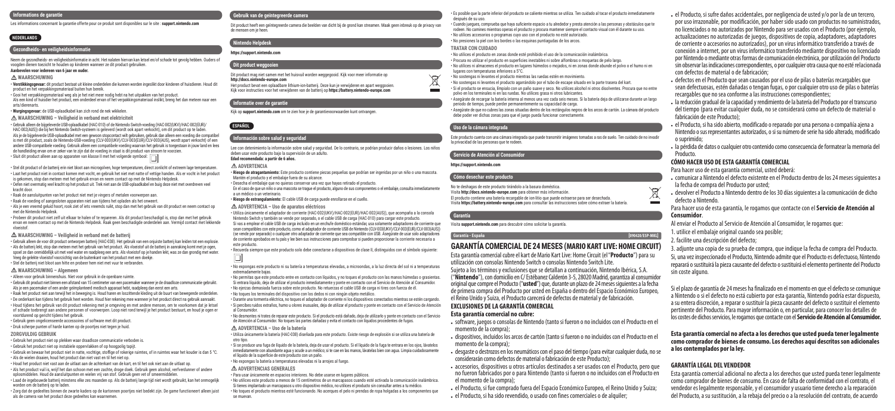## Informations de garantie

Les informations concernant la garantie offerte pour ce produit sont disponibles sur le site : **support.nintendo.com**

**NEDERLANDS**

## Gezondheids- en veiligheidsinformatie

Neem de gezondheids- en veiligheidsinformatie in acht. Het nalaten hiervan kan letsel en/of schade tot gevolg hebben. Ouders of voogden dienen toezicht te houden op kinderen wanneer ze dit product gebruiken.

**Aanbevolen voor iedereen van 6 jaar en ouder.**

### ⚠ WAARSCHUWING

- **Verstikkingsgevaar:** dit product bestaat uit kleine onderdelen die kunnen worden ingeslikt door kinderen of huisdieren. Houd dit product en het verpakkingsmateriaal buiten hun bereik.
- Gooi het verpakkingsmateriaal weg als je het niet meer nodig hebt na het uitpakken van het product. Als een kind of huisdier het product, een onderdeel ervan of het verpakkingsmateriaal inslikt, breng het dan meteen naar een arts/dierenarts.
- **Wurgingsgevaar:** de USB-oplaadkabel kan zich rond de nek wikkelen.

### ⚠ WAARSCHUWING – Veiligheid in verband met elektriciteit

- Gebruik alleen de bijgeleverde USB-oplaadkabel (HAC-010) of de Nintendo Switch-voeding (HAC-002(UKV)/HAC-002(EUR)/HAC-002(AUS)) die bij het Nintendo Switch-systeem is geleverd (wordt ook apart verkocht), om dit product op te laden. Als je de bijgeleverde USB-oplaadkabel met een gewoon stopcontact wilt gebruiken, gebruik dan alleen een voeding die compatibel is met dit product, zoals de Nintendo-USB-voeding (CLV-003(UKV)/CLV-003(EUR)/CLV-003(AUS), wordt apart verkocht) of een andere USB-compatibele voeding. Gebruik alleen een compatibele voeding waarvan het gebruik is toegestaan in jouw land en lees de handleiding ervan om er zeker van te zijn dat de voeding in staat is dit product van stroom te voorzien.
- Sluit dit product alleen aan op apparaten van klasse II met het volgende symbool: ▢
- Stel dit product of de batterij erin niet bloot aan microgolven, hoge temperaturen, direct zonlicht of extreem lage temperaturen.
- Laat het product niet in contact komen met vocht, en gebruik het niet met natte of vettige handen. Als er vocht in het product is gekomen, stop dan meteen met het gebruik ervan en neem contact op met de Nintendo Helpdesk.
- Oefen niet overmatig veel kracht op het product uit. Trek niet aan de USB-oplaadkabel en buig deze niet met overdreven veel kracht door.
- Raak de aansluitpunten van het product niet met je vingers of metalen voorwerpen aan.
- Raak de voeding of aangesloten apparaten niet aan tijdens het opladen als het onweert.
- Als je een vreemd geluid hoort, rook ziet of iets vreemds ruikt, stop dan met het gebruik van dit product en neem contact op met de Nintendo Helpdesk.
- Probeer dit product niet zelf uit elkaar te halen of te repareren. Als dit product beschadigd is, stop dan met het gebruik ervan en neem contact op met de Nintendo Helpdesk. Raak geen beschadigde onderdelen aan. Vermijd contact met lekkende vloeistof.

### ⚠ WAARSCHUWING – Veiligheid in verband met de batterij

- Gebruik alleen de voor dit product ontworpen batterij (HAC-038). Het gebruik van een onjuiste batterij kan leiden tot een explosie.
- Als de batterij lekt, stop dan meteen met het gebruik van het product. Als vloeistof uit de batterij in aanraking komt met je ogen, spoel ze dan onmiddellijk uit met veel water en raadpleeg een arts. Als vloeistof op je handen lekt, was ze dan grondig met water. Veeg de gelekte vloeistof voorzichtig van de buitenkant van het product met een doekje.
- Stel de batterij niet bloot aan hitte en probeer hem niet met vuur te verbranden.

### ⚠ WAARSCHUWING – Algemeen

- Alleen voor gebruik binnenshuis. Niet voor gebruik in de openbare ruimte.
- Gebruik dit product niet binnen een afstand van 15 centimeter van een pacemaker wanneer je de draadloze communicatie gebruikt. Als je een pacemaker of een ander geïmplanteerd medisch apparaat hebt, raadpleeg dan eerst een arts.
- Raak het product niet aan terwijl het in beweging is. Houd haren en loszittende kleding uit de buurt van bewegende onderdelen.
- De onderkant kan tijdens het gebruik heet worden. Houd hier rekening mee wanneer je het product direct na gebruik aanraakt.
- Houd tijdens het gebruik van dit product rekening met je omgeving en met andere mensen, om te voorkomen dat je letsel of schade toebrengt aan andere personen of voorwerpen. Loop niet rond terwijl je het product bestuurt, en houd je ogen er voortdurend op gericht tijdens het gebruik.
- Gebruik geen ongelicenseerde accessoires of software met dit product.
- Druk scherpe punten of harde kanten op de poortjes niet tegen je huid.

### ZORGVULDIG GEBRUIK

- Gebruik het product niet op plekken waar draadloze communicatie verboden is.
- Gebruik het product niet op instabiele oppervlakken of op hoogpolig tapijt.
- Gebruik en bewaar het product niet in natte, vochtige, stoffige of rokerige ruimtes, of in ruimtes waar het kouder is dan 5 °C.
- Als de wielen draaien, houd het product dan niet vast en til het niet op.
- Houd het product niet vast aan de uitlaat aan de achterkant van de kart, en til het ook niet aan de uitlaat op.
- Als het product vuil is, wrijf het dan schoon met een zachte, droge doek. Gebruik geen alcohol, verfverdunner of andere oplosmiddelen. Houd de aansluitpunten en wielen vrij van stof. Gebruik geen oef of smeermiddelen.
- Laad de ingebouwde batterij minstens elke zes maanden op. Als de batterij lange tijd niet wordt gebruikt, kan het onmogelijk worden om de batterij op te laden.
- Zorg dat de gedeeltes binnen de zwarte kaders op de kartonnen poortjes niet bedekt zijn. De game functioneert alleen juist als de camera van het product deze gedeeltes kan waarnemen.

## Gebruik van de geïntegreerde camera

Dit product heeft een geïntegreerde camera die beelden van dicht bij de grond kan streamen. Maak geen inbreuk op de privacy van de mensen om je heen.

## Nintendo Helpdesk

**https://support.nintendo.com**

## Dit product weggooien

Dit product mag niet samen met het huisvuil worden weggegooid. Kijk voor meer informatie op **http://docs.nintendo-europe.com**

Het product bevat een oplaadbare lithium-ion-batterij. Deze kan worden verwijderd en apart weggegooid. Kijk voor instructies voor het verwijderen van de batterij op **https://battery.nintendo-europe.com**

## Informatie over de garantie

Kijk op **support.nintendo.com** om te zien hoe je de garantievoorwaarden kunt ontvangen.

**ESPAÑOL**

## Información sobre salud y seguridad

Lee con detenimiento la información sobre salud y seguridad. De lo contrario, se podrían producir daños o lesiones. Los niños deben usar este producto bajo la supervisión de un adulto.

**Edad recomendada: a partir de 6 años.**

### ⚠ ADVERTENCIA

- **Riesgo de atragantamiento:** Este producto contiene piezas pequeñas que podrían ser ingeridas por un niño o una mascota. Mantén el producto y el embalaje fuera de su alcance.
- Desecha el embalaje que no quieras conservar una vez que hayas retirado el producto. En el caso de que un niño o una mascota se trague el producto, alguno de sus componentes o el embalaje, consulta inmediatamente a un médico o un veterinario.
- **Riesgo de estrangulamiento:** El cable USB de carga puede enrollarse en el cuello.

### ⚠ ADVERTENCIA – Uso de aparatos eléctricos

- Utiliza únicamente el adaptador de corriente (HAC-002(UKV)/HAC-002(EUR)/HAC-002(AUS)), que acompaña a la consola Nintendo Switch y también se vende por separado, o el cable USB de carga (HAC-010) para cargar este producto. Si vas a emplear el cable USB de carga incluido en un enchufe doméstico estándar, usa solamente adaptadores de corriente que sean compatibles con este producto, como el adaptador de corriente USB de Nintendo (CLV-003(UKV)/CLV-003(EUR)/CLV-003(AUS)) (se vende por separado) o cualquier otro adaptador de corriente que sea compatible con USB. Asegúrate de usar solo adaptadores de corriente aprobados en tu país y lee bien sus instrucciones para comprobar si pueden proporcionar la corriente necesaria a este producto.
- Recuerda siempre que este producto solo debe conectarse a dispositivos de clase II, distinguidos con el siguiente símbolo: ▢
- No expongas este producto ni su batería a temperaturas elevadas, a microondas, a la luz directa del sol ni a temperaturas extremadamente bajas.
- No permitas que este producto entre en contacto con líquidos, y no toques el producto con las manos húmedas o grasientas. Si entrara líquido, deja de utilizar el producto inmediatamente y ponte en contacto con el Servicio de Atención al Consumidor.
- No ejerzas demasiada fuerza sobre este producto. No retuerzas el cable USB de carga ni tires con fuerza de él.
- No toques los terminales del dispositivo con los dedos ni con ningún objeto metálico.
- Durante una tormenta eléctrica, no toques el adaptador de corriente ni los dispositivos conectados mientras se estén cargando.
- Si percibes ruidos extraños, humo u olores inusuales, deja de utilizar el producto y ponte en contacto con el Servicio de Atención al Consumidor.
- No desmontes ni trates de reparar este producto. Si el producto está dañado, deja de utilizarlo y ponte en contacto con el Servicio de Atención al Consumidor. No toques las partes dañadas y evita el contacto con líquidos procedentes de fugas.

### ⚠ ADVERTENCIA – Uso de la batería

- Utiliza únicamente la batería (HAC-038) diseñada para este producto. Existe riesgo de explosión si se utiliza una batería de otro tipo.
- Si se produce una fuga de líquido de la batería, deja de usar el producto. Si el líquido de la fuga entrara en tus ojos, lávatelos inmediatamente con abundante agua y acude a un médico; si te cae en las manos, lávatelas bien con agua. Limpia cuidadosamente el líquido de la superficie de este producto con un paño.
- No expongas la batería a temperaturas elevadas ni la arrojes al fuego.

### ⚠ ADVERTENCIAS GENERALES

- Para usar únicamente en espacios interiores. No debe usarse en lugares públicos.
- No utilices este producto a menos de 15 centímetros de un marcapasos cuando esté activada la comunicación inalámbrica. Si tienes implantado un marcapasos u otro dispositivo médico, no utilices el producto sin consultar antes a tu médico.
- No toques el producto mientras esté funcionando. No acerques el pelo ni prendas de ropa holgadas a los componentes que se muevan.
- Es posible que la parte inferior del producto se caliente mientras se utiliza. Ten cuidado al tocar el producto inmediatamente después de su uso.
- Cuando juegues, comprueba que haya suficiente espacio a tu alrededor y presta atención a las personas y obstáculos que te rodeen. No camines mientras operas el producto y procura mantener siempre el contacto visual con él durante su uso.
- No utilices accesorios o programas cuyo uso con el producto no esté autorizado.
- No presiones la piel con los bordes o las esquinas puntiagudas de los arcos.

### TRATAR CON CUIDADO

- No utilices el producto en zonas donde esté prohibido el uso de la comunicación inalámbrica.
- Procura no utilizar el producto en superficies inestables ni sobre alfombras o moquetas de pelo largo.
- No utilices ni almacenes el producto en lugares húmedos o mojados, ni en zonas donde abunde el polvo o el humo ni en lugares con temperaturas inferiores a 5 °C.
- No sostengas ni levantes el producto mientras las ruedas estén en movimiento.
- No sostengas ni levantes el producto agarrándolo por el tubo de escape situado en la parte trasera del kart.
- Si el producto se ensucia, límpialo con un paño suave y seco. No utilices alcohol ni otros disolventes. Procura que no entre polvo en los terminales ni en las ruedas. No utilices grasa ni otros lubricantes.
- Asegúrate de recargar la batería interna al menos una vez cada seis meses. Si la batería deja de utilizarse durante un largo periodo de tiempo, puede perder permanentemente su capacidad de carga.
- Asegúrate de que no cubres las zonas situadas dentro de los rectángulos negros de los arcos de cartón. La cámara del producto debe poder ver dichas zonas para que el juego pueda funcionar correctamente.

## Uso de la cámara integrada

Este producto cuenta con una cámara integrada que puede transmitir imágenes tomadas a ras de suelo. Ten cuidado de no invadir la privacidad de las personas que te rodean.

## Servicio de Atención al Consumidor

**https://support.nintendo.com**

## Cómo desechar este producto

No te deshagas de este producto tirándolo a la basura doméstica.
Visita **http://docs.nintendo-europe.com** para obtener más información.
Este producto contiene una batería recargable de ion-litio que puede extraerse para ser desechada.
Visita **https://battery.nintendo-europe.com** para consultar las instrucciones sobre cómo extraer la batería.

## Garantía

Visita **support.nintendo.com** para descubrir cómo solicitar la garantía.

**Garantía - España** **[090420/ESP-MKL]**

# GARANTÍA COMERCIAL DE 24 MESES (MARIO KART LIVE: HOME CIRCUIT)

Esta garantía comercial cubre el kart de Mario Kart Live: Home Circuit (el "**Producto**") para su utilización con consolas Nintendo Switch o consolas Nintendo Switch Lite.

Sujeto a los términos y exclusiones que se detallan a continuación, Nintendo Ibérica, S.A. ("**Nintendo**"), con domicilio en C/ Estébanez Calderón 3-5, 28020 Madrid, garantiza al consumidor original que compre el Producto ("**usted**") que, durante un plazo de 24 meses siguientes a la fecha de primera compra del Producto por usted en España o dentro del Espacio Económico Europeo, el Reino Unido y Suiza, el Producto carecerá de defectos de material y de fabricación.

### EXCLUSIONES DE LA GARANTÍA COMERCIAL

**Esta garantía comercial no cubre:**

- software, juegos o consolas de Nintendo (tanto si fueron o no incluidos con el Producto en el momento de la compra);
- dispositivos, incluidos los arcos de cartón (tanto si fueron o no incluidos con el Producto en el momento de la compra);
- desgaste o destrozos en los neumáticos con el paso del tiempo (para evitar cualquier duda, no se considerarán como defectos de material o fabricación de este Producto);
- accesorios, dispositivos u otros artículos destinados a ser usados con el Producto, pero que no fueron fabricados por o para Nintendo (tanto si fueron o no incluidos con el Producto en el momento de la compra);
- el Producto, si fue comprado fuera del Espacio Económico Europeo, el Reino Unido y Suiza;
- el Producto, si ha sido revendido, o usado con fines comerciales o de alquiler;
- el Producto, si sufre daños accidentales, por negligencia de usted y/o por la de un tercero, por uso irrazonable, por modificación, por haber sido usado con productos no suministrados, no licenciados o no autorizados por Nintendo para ser usados con el Producto (por ejemplo, actualizaciones no autorizadas de juegos, dispositivos de copia, adaptadores, adaptadores de corriente o accesorios no autorizados), por un virus informático transferido a través de conexión a internet, por un virus informático transferido mediante dispositivo no licenciado por Nintendo o mediante otras formas de comunicación electrónica, por utilización del Producto sin observar las indicaciones correspondientes, o por cualquier otra causa que no esté relacionada con defectos de material o de fabricación;
- defectos en el Producto que sean causados por el uso de pilas o baterías recargables que sean defectuosas, estén dañadas o tengan fugas, o por cualquier otro uso de pilas o baterías recargables que no sea conforme a las instrucciones correspondientes;
- la reducción gradual de la capacidad y rendimiento de la batería del Producto por el transcurso del tiempo (para evitar cualquier duda, no se considerará como un defecto de material o fabricación de este Producto);
- el Producto, si ha sido abierto, modificado o reparado por una persona o compañía ajena a Nintendo o sus representantes autorizados, o si su número de serie ha sido alterado, modificado o suprimido;
- la pérdida de datos o cualquier otro contenido como consecuencia de formatear la memoria del Producto.

### CÓMO HACER USO DE ESTA GARANTÍA COMERCIAL

Para hacer uso de esta garantía comercial, usted deberá:

- comunicar a Nintendo el defecto existente en el Producto dentro de los 24 meses siguientes a la fecha de compra del Producto por usted;
- devolver el Producto a Nintendo dentro de los 30 días siguientes a la comunicación de dicho defecto a Nintendo.

Para hacer uso de esta garantía, le rogamos que contacte con el **Servicio de Atención al Consumidor**.

Al enviar el Producto al Servicio de Atención al Consumidor, le rogamos que:

1. utilice el embalaje original cuando sea posible;
2. facilite una descripción del defecto;
3. adjunte una copia de su prueba de compra, que indique la fecha de compra del Producto.

Si, una vez inspeccionado el Producto, Nintendo admite que el Producto es defectuoso, Nintendo reparará o sustituirá la pieza causante del defecto o sustituirá el elemento pertinente del Producto sin coste alguno.

Si el plazo de garantía de 24 meses ha finalizado en el momento en que el defecto se comunique a Nintendo o si el defecto no está cubierto por esta garantía, Nintendo podría estar dispuesto, a su entera discreción, a reparar o sustituir la pieza causante del defecto o sustituir el elemento pertinente del Producto. Para mayor información o, en particular, para conocer los detalles de los costes de dichos servicios, le rogamos que contacte con el **Servicio de Atención al Consumidor.**

**Esta garantía comercial no afecta a los derechos que usted pueda tener legalmente como comprador de bienes de consumo. Los derechos aquí descritos son adicionales a los contemplados por la ley.**

### GARANTÍA LEGAL DEL VENDEDOR

Esta garantía comercial adicional no afecta a los derechos que usted pueda tener legalmente como comprador de bienes de consumo. En caso de falta de conformidad con el contrato, el vendedor es legalmente responsable, y el consumidor y usuario tiene derecho a la reparación del Producto, a su sustitución, a la rebaja del precio o a la resolución del contrato, de acuerdo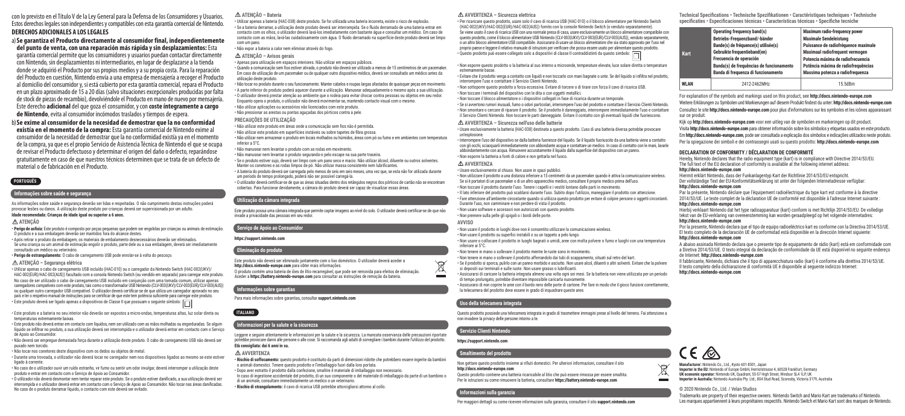con lo previsto en el Título V de la Ley General para la Defensa de los Consumidores y Usuarios. Estos derechos legales son independientes y compatibles con esta garantía comercial de Nintendo.

**DERECHOS ADICIONALES A LOS LEGALES**

a) **Se garantiza el Producto directamente al consumidor final, independientemente del punto de venta, con una reparación más rápida y sin desplazamientos:** Esta garantía comercial permite que los consumidores y usuarios puedan contactar directamente con Nintendo, sin desplazamientos ni intermediarios, en lugar de desplazarse a la tienda donde se adquirió el Producto por sus propios medios y a su propia costa. Para la reparación del Producto en cuestión, Nintendo envía a una empresa de mensajería a recoger el Producto al domicilio del consumidor y, si está cubierto por esta garantía comercial, repara el Producto en un plazo aproximado de 15 a 20 días (salvo situaciones excepcionales producidas por falta de stock de piezas de recambio), devolviéndole el Producto en mano de nuevo por mensajería. Este derecho **adicional** del que goza el consumidor, y con **coste íntegramente a cargo de Nintendo**, evita al consumidor incómodos traslados y tiempos de espera.

b) **Se exime al consumidor de la necesidad de demostrar que la no conformidad existía en el momento de la compra:** Esta garantía comercial de Nintendo exime al consumidor de la necesidad de demostrar que la no conformidad existía ya en el momento de la compra, ya que es el propio Servicio de Asistencia Técnica de Nintendo el que se ocupa de revisar el Producto defectuoso y determinar el origen del daño o defecto, reparándose gratuitamente en caso de que nuestros técnicos determinen que se trata de un defecto de material o de fabricación en el Producto.

**PORTUGUÊS**

## Informações sobre saúde e segurança

As informações sobre saúde e segurança deverão ser lidas e respeitadas. O não cumprimento destas instruções poderá provocar lesões ou danos. A utilização deste produto por crianças deverá ser supervisionada por um adulto.
**Idade recomendada: Crianças de idade igual ou superior a 6 anos.**

### ⚠ ATENÇÃO

- **Perigo de asfixia:** Este produto é composto por peças pequenas que podem ser engolidas por crianças ou animais de estimação. O produto e a sua embalagem deverão ser mantidos fora do alcance destes.
- Após retirar o produto da embalagem, os materiais de embalamento desnecessários deverão ser eliminados. Se uma criança ou um animal de estimação engolir o produto, parte dele ou a sua embalagem, deverá ser imediatamente consultado um médico ou veterinário.
- **Perigo de estrangulamento:** O cabo de carregamento USB pode enrolar-se à volta do pescoço.

### ⚠ ATENÇÃO – Segurança elétrica

- Utilizar apenas o cabo de carregamento USB incluído (HAC-010) ou o carregador da Nintendo Switch (HAC-002(UKV)/HAC-002(EUR)/HAC-002(AUS)) facultado com a consola Nintendo Switch (ou vendido em separado) para carregar este produto. No caso de se utilizar o cabo de carregamento USB incluído em conjunção com uma tomada comum, utilizar apenas carregadores compatíveis com este produto, tais como o transformador USB Nintendo (CLV-003(UKV)/CLV-003(EUR)/CLV-003(AUS)) ou qualquer outro carregador USB compatível. O utilizador deverá certificar-se de que utiliza um carregador aprovado no seu país e ler o respetivo manual de instruções para se certificar de que este tem potência suficiente para carregar este produto.
- Este produto deverá ser ligado apenas a dispositivos de Classe II que possuam o seguinte símbolo: ⧈
- Este produto e a bateria no seu interior não deverão ser expostos a micro-ondas, temperaturas altas, luz solar direta ou temperaturas extremamente baixas.
- Este produto não deverá entrar em contacto com líquidos, nem ser utilizado com as mãos molhadas ou engorduradas. Se algum líquido se infiltrar no produto, a sua utilização deverá ser interrompida e o utilizador deverá entrar em contacto com o Serviço de Apoio ao Consumidor.
- Não deverá ser empregue demasiada força durante a utilização deste produto. O cabo de carregamento USB não deverá ser puxado nem torcido.
- Não tocar nos conetores deste dispositivo com os dedos ou objetos de metal.
- Durante uma trovoada, o utilizador não deverá tocar no carregador nem nos dispositivos ligados ao mesmo se este estiver ligado à corrente.
- No caso de o utilizador ouvir um ruído estranho, vir fumo ou sentir um odor invulgar, deverá interromper a utilização deste produto e entrar em contacto com o Serviço de Apoio ao Consumidor.
- O utilizador não deverá desmontar nem tentar reparar este produto. Se o produto estiver danificado, a sua utilização deverá ser interrompida e o utilizador deverá entrar em contacto com o Serviço de Apoio ao Consumidor. Não tocar nas áreas danificadas. No caso de o produto derramar líquido, o contacto com este deverá ser evitado.

### ⚠ ATENÇÃO – Bateria

- Utilizar apenas a bateria (HAC-038) deste produto. Se for utilizada uma bateria incorreta, existe o risco de explosão.
- Se a bateria derramar, a utilização deste produto deverá ser interrompida. Se o fluido derramado de uma bateria entrar em contacto com os olhos, o utilizador deverá lavá-los imediatamente com bastante água e consultar um médico. Em caso de contacto com as mãos, lavá-las cuidadosamente com água. O fluido derramado na superfície deste produto deverá ser limpo com um pano.
- Não expor a bateria a calor nem eliminar através do fogo.

### ⚠ ATENÇÃO – Avisos gerais

- Apenas para utilização em espaços interiores. Não utilizar em espaços públicos.
- Quando a comunicação sem fios estiver ativada, o produto não deverá ser utilizado a menos de 15 centímetros de um pacemaker. Em caso de utilização de um pacemaker ou de qualquer outro dispositivo médico, deverá ser consultado um médico antes da utilização deste produto.
- Não tocar no produto durante o seu funcionamento. Manter cabelos e roupas largas afastados de quaisquer peças em movimento.
- A parte inferior do produto poderá aquecer durante a utilização. Manusear adequadamente o mesmo após a sua utilização.
- O utilizador deverá prestar atenção ao ambiente que o rodeia para evitar chocar contra pessoas ou objetos em seu redor. Enquanto opera o produto, o utilizador não deverá movimentar-se, mantendo contacto visual com o mesmo.
- Não utilizar aplicações ou acessórios não licenciados com este produto.
- Não pressionar as arestas ou pontas aguçadas dos pórticos contra a pele.

### PRECAUÇÕES DE UTILIZAÇÃO

- Não utilizar este produto em áreas onde a comunicação sem fios não é permitida.
- Não utilizar este produto em superfícies instáveis ou sobre tapetes de fibra grossa.
- Não utilizar nem armazenar o produto em locais molhados ou húmidos, áreas com pó ou fumo e em ambientes com temperatura inferior a 5°C.
- Não manusear nem levantar o produto com as rodas em movimento.
- Não manusear nem levantar o produto segurando-o pelo escape na sua parte traseira.
- Se o produto estiver sujo, deverá ser limpo com um pano seco e macio. Não utilizar álcool, diluente ou outros solventes. Manter os conetores e as rodas limpos de pó. Não utilizar massa consistente nem lubrificantes.
- A bateria do produto deverá ser carregada pelo menos de seis em seis meses, uma vez que, se esta não for utilizada durante um período de tempo prolongado, poderá não ser possível carregá-la.
- O utilizador deverá certificar-se de que as áreas situadas dentro dos retângulos negros dos pórticos de cartão não se encontram cobertas. Para funcionar devidamente, a câmara do produto deverá ser capaz de visualizar essas áreas.

## Utilização da câmara integrada

Este produto possui uma câmara integrada que permite captar imagens ao nível do solo. O utilizador deverá certificar-se de que não invade a privacidade das pessoas em seu redor.

## Serviço de Apoio ao Consumidor

**https://support.nintendo.com**

## Eliminação do produto

Este produto não deverá ser eliminado juntamente com o lixo doméstico. O utilizador deverá aceder a **http://docs.nintendo-europe.com** para obter mais informações.
O produto contém uma bateria de iões de lítio recarregável, que pode ser removida para efeitos de eliminação. Aceder a **https://battery.nintendo-europe.com** para consultar as instruções de remoção da bateria.

## Informações sobre garantias

Para mais informações sobre garantias, consultar **support.nintendo.com**

**ITALIANO**

## Informazioni per la salute e la sicurezza

Leggere e seguire attentamente le informazioni per la salute e la sicurezza. La mancata osservanza delle precauzioni riportate potrebbe provocare danni alle persone o alle cose. Si raccomanda agli adulti di sorvegliare i bambini durante l'utilizzo del prodotto.
**Età consigliata: 6 anni in su.**

### ⚠ AVVERTENZA

- **Rischio di soffocamento:** questo prodotto è costituito da parti di dimensioni ridotte che potrebbero essere ingerite da bambini o animali domestici. Tenere questo prodotto e l'imballaggio fuori dalla loro portata.
- Dopo aver estratto il prodotto dalla confezione, smaltire il materiale di imballaggio non necessario. In caso di ingestione accidentale del prodotto, di un suo componente o del materiale di imballaggio da parte di un bambino o di un animale, consultare immediatamente un medico o un veterinario.
- **Rischio di strangolamento:** il cavo di ricarica USB potrebbe attorcigliarsi attorno al collo.

### ⚠ AVVERTENZA – Sicurezza elettrica

- Per ricaricare questo prodotto, usare solo il cavo di ricarica USB (HAC-010) o il blocco alimentatore per Nintendo Switch (HAC-002(UKV)/HAC-002(EUR)/HAC-002(AUS)) fornito con la console Nintendo Switch (o venduto separatamente). Se viene usato il cavo di ricarica USB con una normale presa di casa, usare esclusivamente un blocco alimentatore compatibile con questo prodotto, come il blocco alimentatore USB Nintendo (CLV-003(UKV)/CLV-003(EUR)/CLV-003(AUS)), venduto separatamente, o un altro blocco alimentatore USB compatibile. Assicurarsi di usare un blocco alimentatore che sia stato approvato per l'uso nel proprio paese e leggere il relativo manuale di istruzioni per verificare che possa essere usato per alimentare questo prodotto.
- Questo prodotto può essere collegato solo a dispositivi di classe II contraddistinti da questo simbolo: ⧈
- Non esporre questo prodotto o la batteria al suo interno a microonde, temperature elevate, luce solare diretta o temperature estremamente basse.
- Evitare che il prodotto venga a contatto con liquidi e non toccarlo con mani bagnate o unte. Se del liquido si infiltra nel prodotto, interrompere l'uso e contattare il Servizio Clienti Nintendo.
- Non sottoporre questo prodotto a forza eccessiva. Evitare di torcere o di tirare con forza il cavo di ricarica USB.
- Non toccare i terminali del dispositivo con le dita o con oggetti metallici.
- Non toccare il blocco alimentatore o i dispositivi collegati in fase di ricarica durante un temporale.
- Se si avvertono rumori inusuali, fumo o odori particolari, interrompere l'uso del prodotto e contattare il Servizio Clienti Nintendo.
- Non smontare o cercare di riparare il prodotto. Se il prodotto è danneggiato, interrompere immediatamente l'uso e contattare il Servizio Clienti Nintendo. Non toccare le parti danneggiate. Evitare il contatto con gli eventuali liquidi che fuoriescono.

### ⚠ AVVERTENZA – Sicurezza nell'uso delle batterie

- Usare esclusivamente la batteria (HAC-038) destinata a questo prodotto. L'uso di una batteria diversa potrebbe provocare un'esplosione.
- Interrompere l'uso del dispositivo se dalla batteria fuoriesce del liquido. Se il liquido fuoriuscito da una batteria viene a contatto con gli occhi, sciacquarli immediatamente con abbondante acqua e contattare un medico. In caso di contatto con le mani, lavarle abbondantemente con acqua. Rimuovere accuratamente il liquido dalla superficie del dispositivo con un panno.
- Non esporre la batteria a fonti di calore e non gettarla nel fuoco.

### ⚠ AVVERTENZA

- Usare esclusivamente al chiuso. Non usare in spazi pubblici.
- Non utilizzare il prodotto a una distanza inferiore a 15 centimetri da un pacemaker quando è attiva la comunicazione wireless. Se si è portatori di un pacemaker o di un altro apparecchio medico, consultare il proprio medico prima dell'uso.
- Non toccare il prodotto durante l'uso. Tenere i capelli e i vestiti lontano dalle parti in movimento.
- Il lato inferiore del prodotto può scaldarsi durante l'uso. Subito dopo l'utilizzo, maneggiare il prodotto con attenzione.
- Fare attenzione all'ambiente circostante quando si utilizza questo prodotto per evitare di colpire persone o oggetti circostanti. Durante l'uso, non camminare e non perdere di vista il prodotto.
- Non usare software e accessori non autorizzati con questo prodotto.
- Non premere sulla pelle gli spigoli o i bordi delle porte.

### AVVISO

- Non usare il prodotto in luoghi dove non è consentito utilizzare la comunicazione wireless.
- Non usare il prodotto su superfici instabili o su un tappeto a pelo lungo.
- Non usare o collocare il prodotto in luoghi bagnati o umidi, aree con molta polvere o fumo e luoghi con una temperatura inferiore ai 5°C.
- Non tenere in mano o sollevare il prodotto mentre le ruote sono in movimento.
- Non tenere in mano o sollevare il prodotto afferrandolo dai tubi di scappamento, situati sul retro del kart.
- Se il prodotto si sporca, pulirlo con un panno morbido e asciutto. Non usare alcol, diluenti o altri solventi. Evitare che la polvere si depositi sui terminali e sulle ruote. Non usare grasso o lubrificanti.
- Assicurarsi di caricare la batteria integrata almeno una volta ogni sei mesi. Se la batteria non viene utilizzata per un periodo di tempo prolungato, potrebbe diventare impossibile caricarla nuovamente.
- Assicurarsi di non coprire le aree con il bordo nero delle porte di cartone. Per fare in modo che il gioco funzioni correttamente, la telecamera del prodotto deve essere in grado di inquadrare queste aree.

## Uso della telecamera integrata

Questo prodotto possiede una telecamera integrata in grado di trasmettere immagini prese al livello del terreno. Fai attenzione a non invadere la privacy delle persone intorno a te.

## Servizio Clienti Nintendo

**https://support.nintendo.com**

## Smaltimento del prodotto

Non gettare questo prodotto insieme ai rifiuti domestici. Per ulteriori informazioni, consultare il sito **http://docs.nintendo-europe.com**
Questo prodotto contiene una batteria ricaricabile al litio che può essere rimossa per essere smaltita. Per le istruzioni su come rimuovere la batteria, consultare **https://battery.nintendo-europe.com**

## Informazioni sulla garanzia

Per maggiori dettagli su come ricevere informazioni sulla garanzia, consultare il sito **support.nintendo.com**

**Technical Specifications • Technische Spezifikationen • Caractéristiques techniques • Technische specificaties • Especificaciones técnicas • Características técnicas • Specifiche tecniche**

| Kart | Operating frequency band(s)<br>Betriebs-Frequenzband/-bänder<br>Bande(s) de fréquence(s) utilisée(s)<br>Gebruikte frequentieband(en)<br>Frecuencia de operación<br>Banda(s) de frequências de funcionamento<br>Banda di frequenza di funzionamento | Maximum radio-frequency power<br>Maximale Sendeleistung<br>Puissance de radiofréquence maximale<br>Maximaal radiofrequent vermogen<br>Potencia máxima de radiofrecuencia<br>Potência máxima de radiofrequências<br>Massima potenza a radiofrequenza |
|---|---|---|
| WLAN | 2412-2462MHz | 15.5dBm |

For explanation of the symbols and markings used on this product, see **http://docs.nintendo-europe.com**
Weitere Erklärungen zu Symbolen und Markierungen auf diesem Produkt findest du unter: **http://docs.nintendo-europe.com**
Consultez le site **http://docs.nintendo-europe.com** pour plus d'informations sur les symboles et les icônes apparaissant sur ce produit.
Kijk op **http://docs.nintendo-europe.com** voor een uitleg van de symbolen en markeringen op dit product.
Visita **http://docs.nintendo-europe.com** para obtener información sobre los símbolos y etiquetas usados en este producto.
Em **http://docs.nintendo-europe.com**, pode ser consultada a explicação dos símbolos e indicações utilizados neste produto.
Per la spiegazione dei simboli e dei contrassegni usati su questo prodotto: **http://docs.nintendo-europe.com**

## DECLARATION OF CONFORMITY / DÉCLARATION DE CONFORMITÉ

Hereby, Nintendo declares that the radio equipment type (kart) is in compliance with Directive 2014/53/EU. The full text of the EU declaration of conformity is available at the following internet address:
**http://docs.nintendo-europe.com**

Hiermit erklärt Nintendo, dass der Funkanlagentyp Kart der Richtlinie 2014/53/EU entspricht. Der vollständige Text der EU-Konformitätserklärung ist unter der folgenden Internetadresse verfügbar:
**http://docs.nintendo-europe.com**

Par la présente, Nintendo déclare que l'équipement radioélectrique du type kart est conforme à la directive 2014/53/UE. Le texte complet de la déclaration UE de conformité est disponible à l'adresse Internet suivante :
**http://docs.nintendo-europe.com**

Hierbij verklaart Nintendo dat het type radioapparatuur (kart) conform is met Richtlijn 2014/53/EU. De volledige tekst van de EU-verklaring van overeenstemming kan worden geraadpleegd op het volgende internetadres:
**http://docs.nintendo-europe.com**

Por la presente, Nintendo declara que el tipo de equipo radioeléctrico kart es conforme con la Directiva 2014/53/UE. El texto completo de la declaración UE de conformidad está disponible en la dirección Internet siguiente:
**http://docs.nintendo-europe.com**

A abaixo assinada Nintendo declara que o presente tipo de equipamento de rádio (kart) está em conformidade com a Diretiva 2014/53/UE. O texto integral da declaração de conformidade da UE está disponível no seguinte endereço de Internet: **http://docs.nintendo-europe.com**

Il fabbricante, Nintendo, dichiara che il tipo di apparecchiatura radio (kart) è conforme alla direttiva 2014/53/UE. Il testo completo della dichiarazione di conformità UE è disponibile al seguente indirizzo Internet:
**http://docs.nintendo-europe.com**

**Manufacturer:** Nintendo Co., Ltd., Kyoto 601-8501, Japan
**Importer in the EU:** Nintendo of Europe GmbH, Herriotstrasse 4, 60528 Frankfurt, Germany
**UK economic operator:** Nintendo UK, Quadrant, 55-57 High Street, Windsor SL4 1LP, UK
**Importer in Australia:** Nintendo Australia Pty. Ltd., 804 Stud Road, Scoresby, Victoria 3179, Australia

© 2020 Nintendo Co., Ltd. / Velan Studios

Trademarks are property of their respective owners. Nintendo Switch and Mario Kart are trademarks of Nintendo.
Les marques appartiennent à leurs propriétaires respectifs. Nintendo Switch et Mario Kart sont des marques de Nintendo.